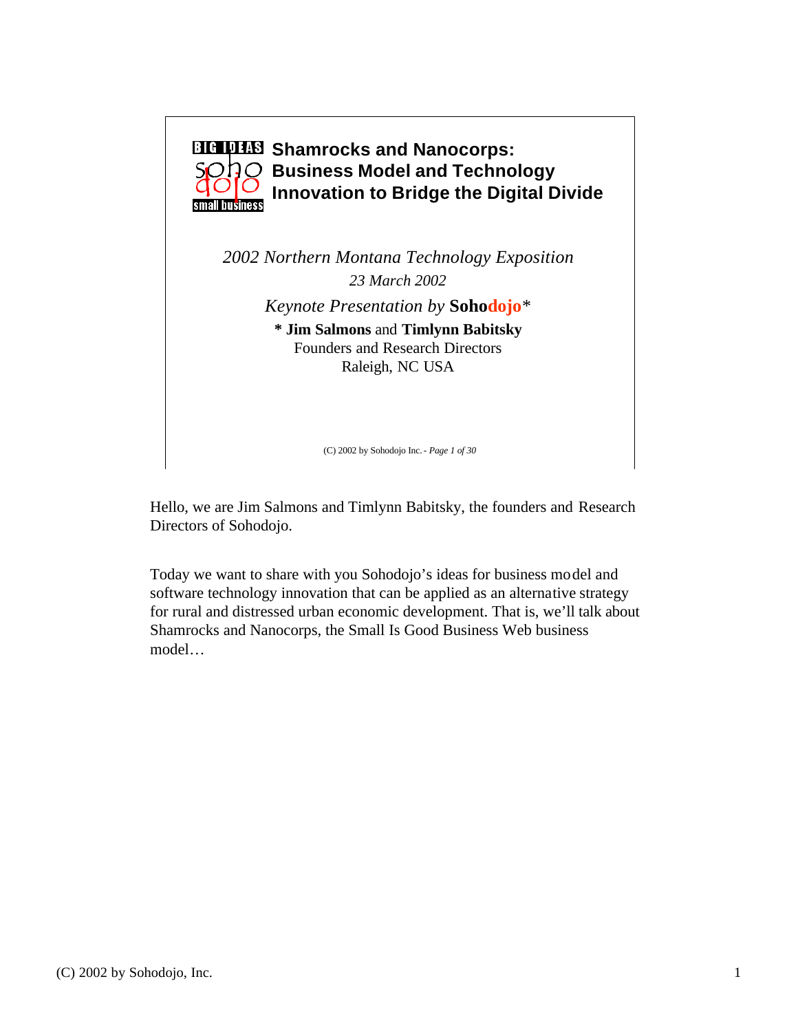BIG IDEAS soho dojo small business

# Shamrocks and Nanocorps: Business Model and Technology Innovation to Bridge the Digital Divide

*2002 Northern Montana Technology Exposition*

*23 March 2002*

*Keynote Presentation by* **Sohodojo***

**\* Jim Salmons** and **Timlynn Babitsky**
Founders and Research Directors
Raleigh, NC USA

(C) 2002 by Sohodojo Inc. - *Page 1 of 30*

Hello, we are Jim Salmons and Timlynn Babitsky, the founders and Research Directors of Sohodojo.

Today we want to share with you Sohodojo's ideas for business model and software technology innovation that can be applied as an alternative strategy for rural and distressed urban economic development. That is, we'll talk about Shamrocks and Nanocorps, the Small Is Good Business Web business model…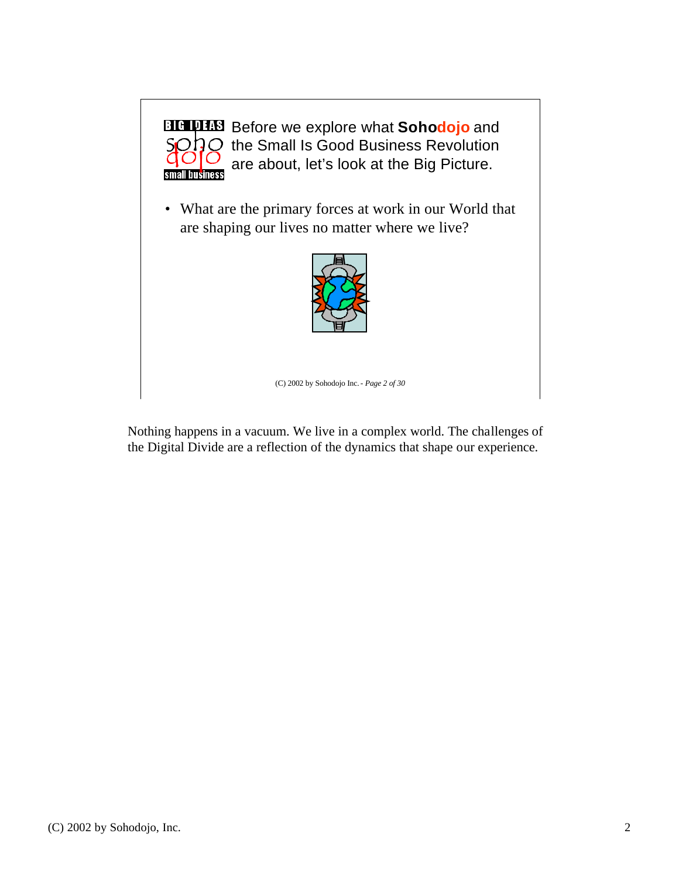Before we explore what **Sohodojo** and the Small Is Good Business Revolution are about, let's look at the Big Picture.

- What are the primary forces at work in our World that are shaping our lives no matter where we live?

(C) 2002 by Sohodojo Inc. - *Page 2 of 30*

Nothing happens in a vacuum. We live in a complex world. The challenges of the Digital Divide are a reflection of the dynamics that shape our experience.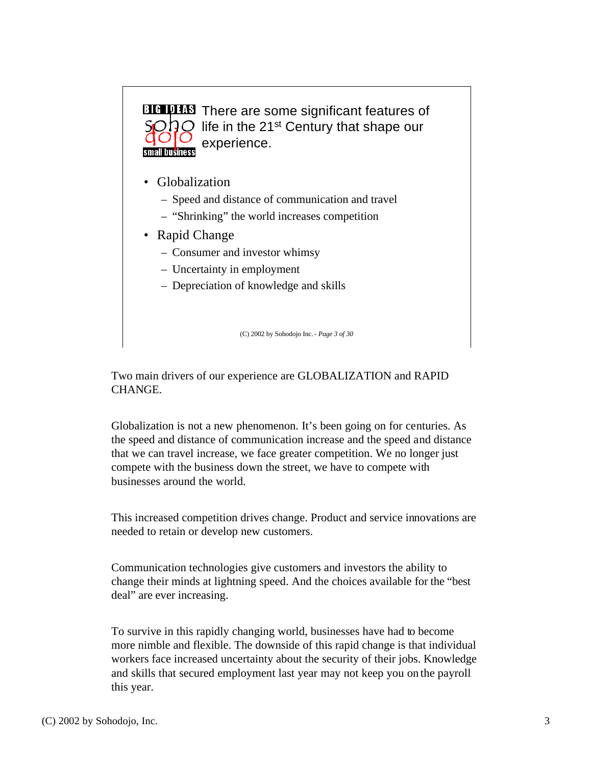## There are some significant features of life in the 21st Century that shape our experience.

- Globalization
  - Speed and distance of communication and travel
  - "Shrinking" the world increases competition
- Rapid Change
  - Consumer and investor whimsy
  - Uncertainty in employment
  - Depreciation of knowledge and skills

(C) 2002 by Sohodojo Inc. - *Page 3 of 30*

Two main drivers of our experience are GLOBALIZATION and RAPID CHANGE.

Globalization is not a new phenomenon. It's been going on for centuries. As the speed and distance of communication increase and the speed and distance that we can travel increase, we face greater competition. We no longer just compete with the business down the street, we have to compete with businesses around the world.

This increased competition drives change. Product and service innovations are needed to retain or develop new customers.

Communication technologies give customers and investors the ability to change their minds at lightning speed. And the choices available for the "best deal" are ever increasing.

To survive in this rapidly changing world, businesses have had to become more nimble and flexible. The downside of this rapid change is that individual workers face increased uncertainty about the security of their jobs. Knowledge and skills that secured employment last year may not keep you on the payroll this year.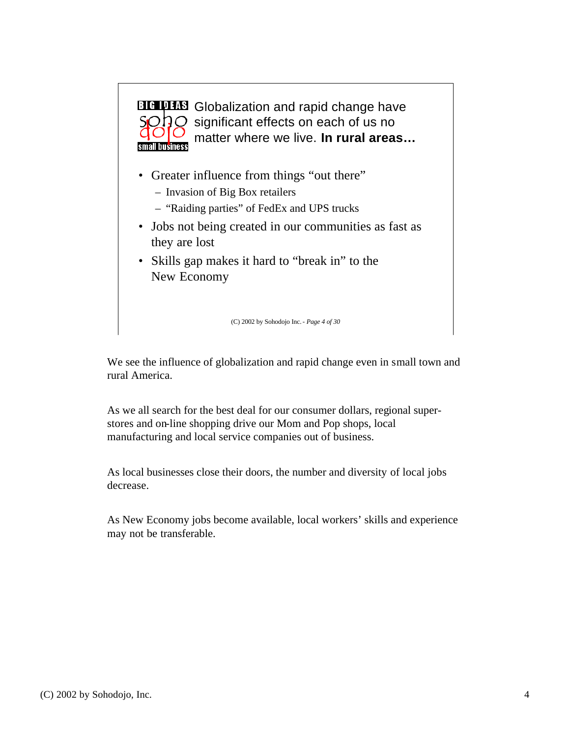BIG IDEAS soho dojo small business

Globalization and rapid change have significant effects on each of us no matter where we live. **In rural areas…**

- Greater influence from things “out there”
  - Invasion of Big Box retailers
  - “Raiding parties” of FedEx and UPS trucks
- Jobs not being created in our communities as fast as they are lost
- Skills gap makes it hard to “break in” to the New Economy

(C) 2002 by Sohodojo Inc. - *Page 4 of 30*

We see the influence of globalization and rapid change even in small town and rural America.

As we all search for the best deal for our consumer dollars, regional super-stores and on-line shopping drive our Mom and Pop shops, local manufacturing and local service companies out of business.

As local businesses close their doors, the number and diversity of local jobs decrease.

As New Economy jobs become available, local workers’ skills and experience may not be transferable.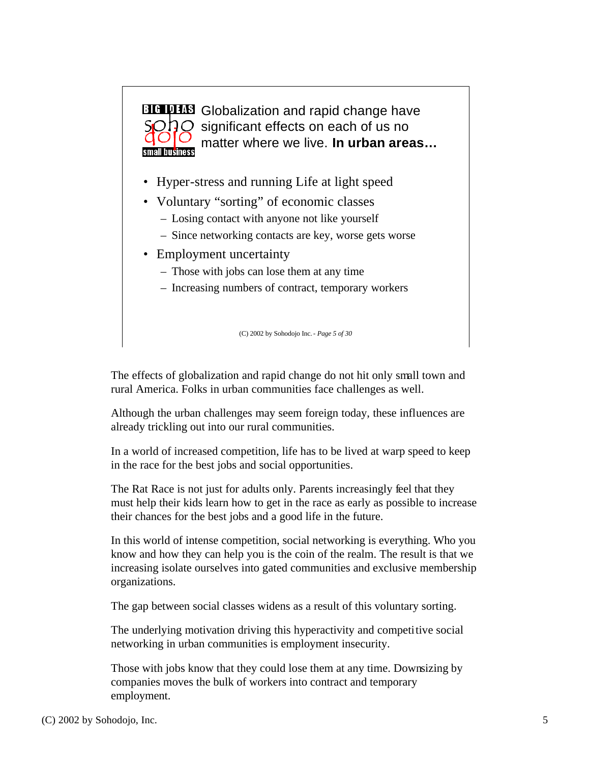**Globalization and rapid change have significant effects on each of us no matter where we live. In urban areas…**

- Hyper-stress and running Life at light speed
- Voluntary "sorting" of economic classes
  - Losing contact with anyone not like yourself
  - Since networking contacts are key, worse gets worse
- Employment uncertainty
  - Those with jobs can lose them at any time
  - Increasing numbers of contract, temporary workers

The effects of globalization and rapid change do not hit only small town and rural America. Folks in urban communities face challenges as well.

Although the urban challenges may seem foreign today, these influences are already trickling out into our rural communities.

In a world of increased competition, life has to be lived at warp speed to keep in the race for the best jobs and social opportunities.

The Rat Race is not just for adults only. Parents increasingly feel that they must help their kids learn how to get in the race as early as possible to increase their chances for the best jobs and a good life in the future.

In this world of intense competition, social networking is everything. Who you know and how they can help you is the coin of the realm. The result is that we increasing isolate ourselves into gated communities and exclusive membership organizations.

The gap between social classes widens as a result of this voluntary sorting.

The underlying motivation driving this hyperactivity and competitive social networking in urban communities is employment insecurity.

Those with jobs know that they could lose them at any time. Downsizing by companies moves the bulk of workers into contract and temporary employment.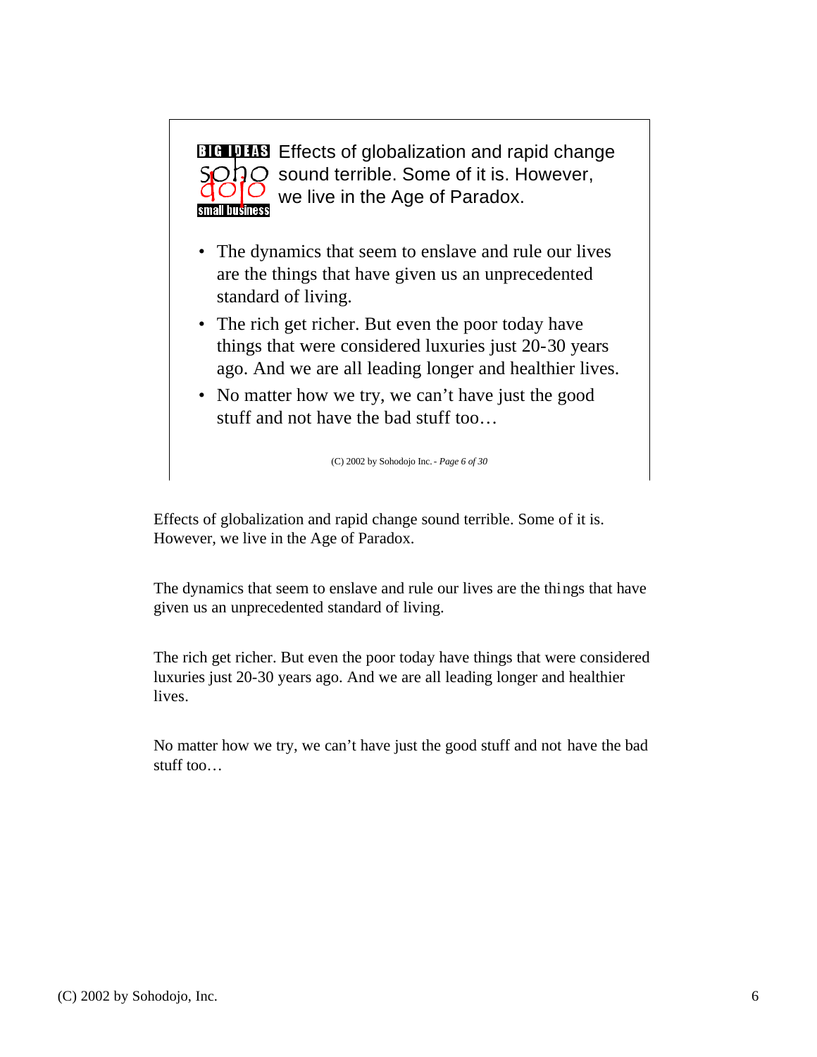**BIG IDEAS soho dojo small business** Effects of globalization and rapid change sound terrible. Some of it is. However, we live in the Age of Paradox.

- The dynamics that seem to enslave and rule our lives are the things that have given us an unprecedented standard of living.
- The rich get richer. But even the poor today have things that were considered luxuries just 20-30 years ago. And we are all leading longer and healthier lives.
- No matter how we try, we can't have just the good stuff and not have the bad stuff too…

(C) 2002 by Sohodojo Inc. - *Page 6 of 30*

Effects of globalization and rapid change sound terrible. Some of it is. However, we live in the Age of Paradox.

The dynamics that seem to enslave and rule our lives are the things that have given us an unprecedented standard of living.

The rich get richer. But even the poor today have things that were considered luxuries just 20-30 years ago. And we are all leading longer and healthier lives.

No matter how we try, we can't have just the good stuff and not have the bad stuff too…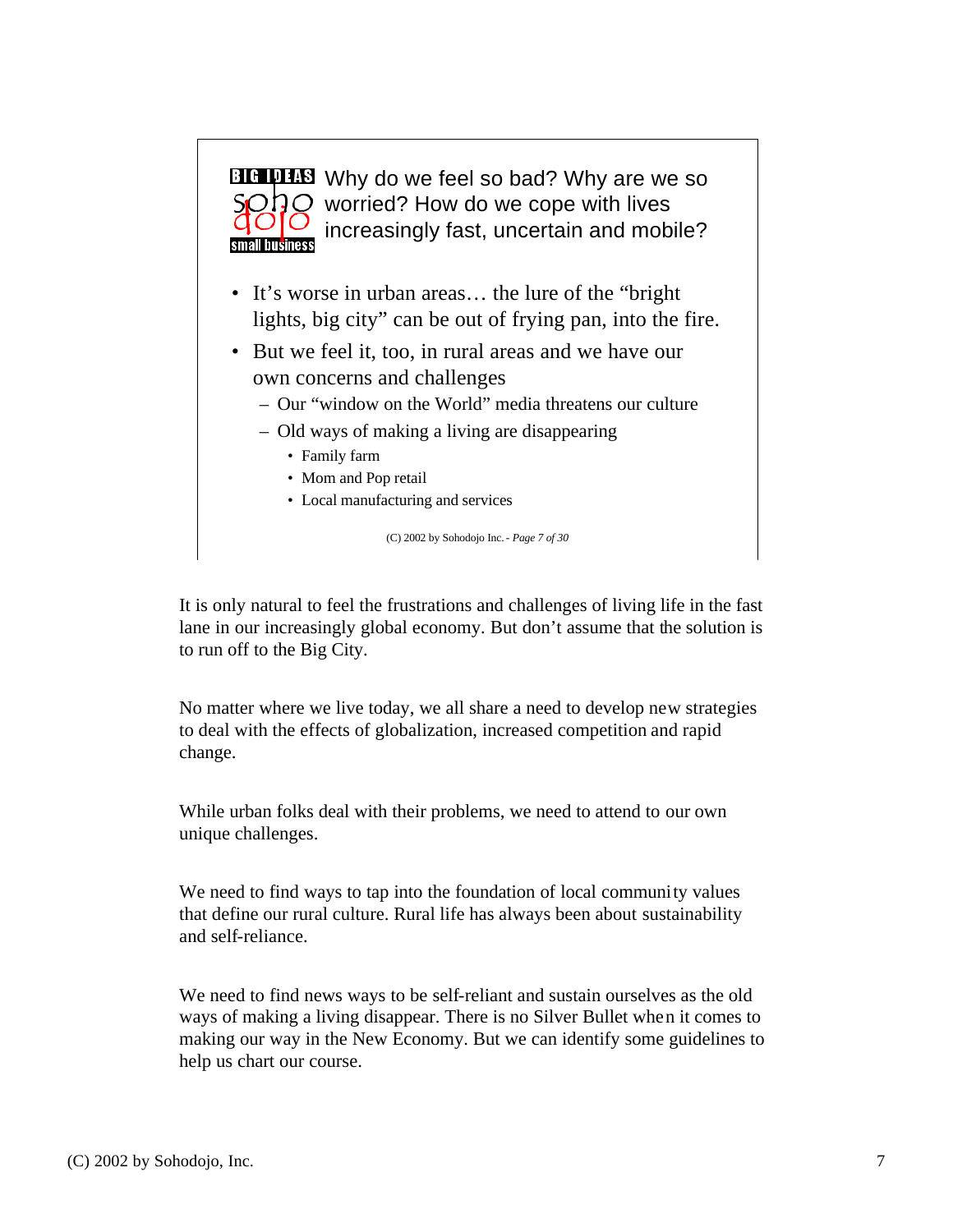## Why do we feel so bad? Why are we so worried? How do we cope with lives increasingly fast, uncertain and mobile?

- It's worse in urban areas… the lure of the "bright lights, big city" can be out of frying pan, into the fire.
- But we feel it, too, in rural areas and we have our own concerns and challenges
  - Our "window on the World" media threatens our culture
  - Old ways of making a living are disappearing
    - Family farm
    - Mom and Pop retail
    - Local manufacturing and services

(C) 2002 by Sohodojo Inc. - *Page 7 of 30*

It is only natural to feel the frustrations and challenges of living life in the fast lane in our increasingly global economy. But don't assume that the solution is to run off to the Big City.

No matter where we live today, we all share a need to develop new strategies to deal with the effects of globalization, increased competition and rapid change.

While urban folks deal with their problems, we need to attend to our own unique challenges.

We need to find ways to tap into the foundation of local community values that define our rural culture. Rural life has always been about sustainability and self-reliance.

We need to find news ways to be self-reliant and sustain ourselves as the old ways of making a living disappear. There is no Silver Bullet when it comes to making our way in the New Economy. But we can identify some guidelines to help us chart our course.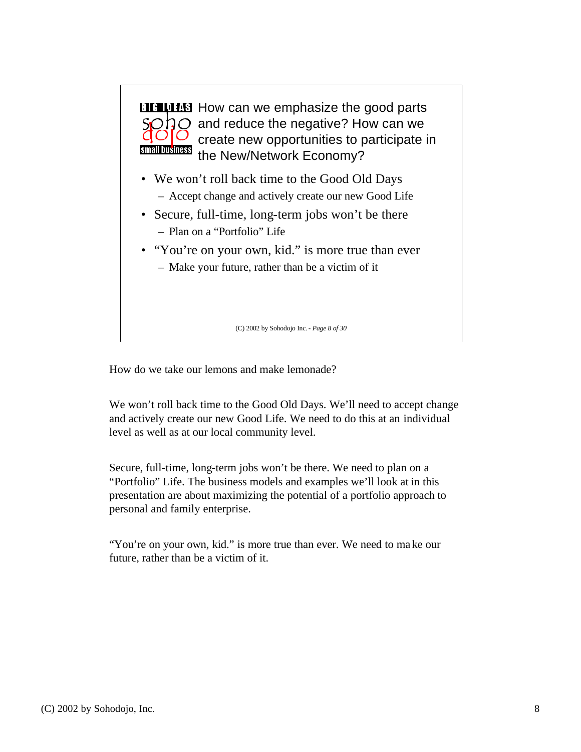BIG IDEAS soho dojo small business

## How can we emphasize the good parts and reduce the negative? How can we create new opportunities to participate in the New/Network Economy?

- We won't roll back time to the Good Old Days
  - Accept change and actively create our new Good Life
- Secure, full-time, long-term jobs won't be there
  - Plan on a "Portfolio" Life
- "You're on your own, kid." is more true than ever
  - Make your future, rather than be a victim of it

(C) 2002 by Sohodojo Inc. - *Page 8 of 30*

How do we take our lemons and make lemonade?

We won't roll back time to the Good Old Days. We'll need to accept change and actively create our new Good Life. We need to do this at an individual level as well as at our local community level.

Secure, full-time, long-term jobs won't be there. We need to plan on a "Portfolio" Life. The business models and examples we'll look at in this presentation are about maximizing the potential of a portfolio approach to personal and family enterprise.

"You're on your own, kid." is more true than ever. We need to make our future, rather than be a victim of it.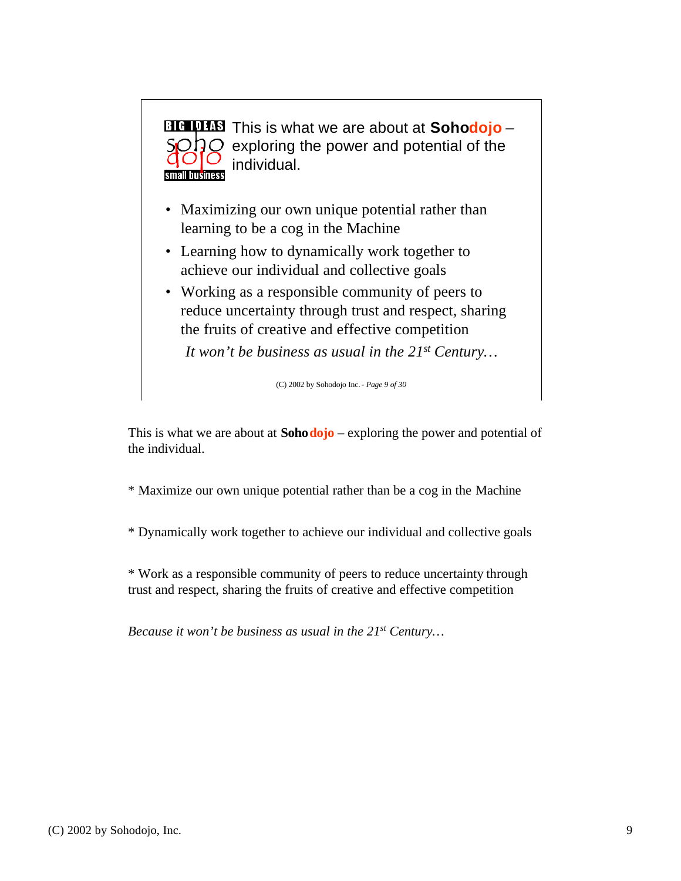BIG IDEAS
soho
dojo
small business

This is what we are about at **Sohodojo** – exploring the power and potential of the individual.

- Maximizing our own unique potential rather than learning to be a cog in the Machine
- Learning how to dynamically work together to achieve our individual and collective goals
- Working as a responsible community of peers to reduce uncertainty through trust and respect, sharing the fruits of creative and effective competition

*It won't be business as usual in the 21st Century…*

(C) 2002 by Sohodojo Inc. - *Page 9 of 30*

This is what we are about at **Soho dojo** – exploring the power and potential of the individual.

* Maximize our own unique potential rather than be a cog in the Machine

* Dynamically work together to achieve our individual and collective goals

* Work as a responsible community of peers to reduce uncertainty through trust and respect, sharing the fruits of creative and effective competition

*Because it won't be business as usual in the 21st Century…*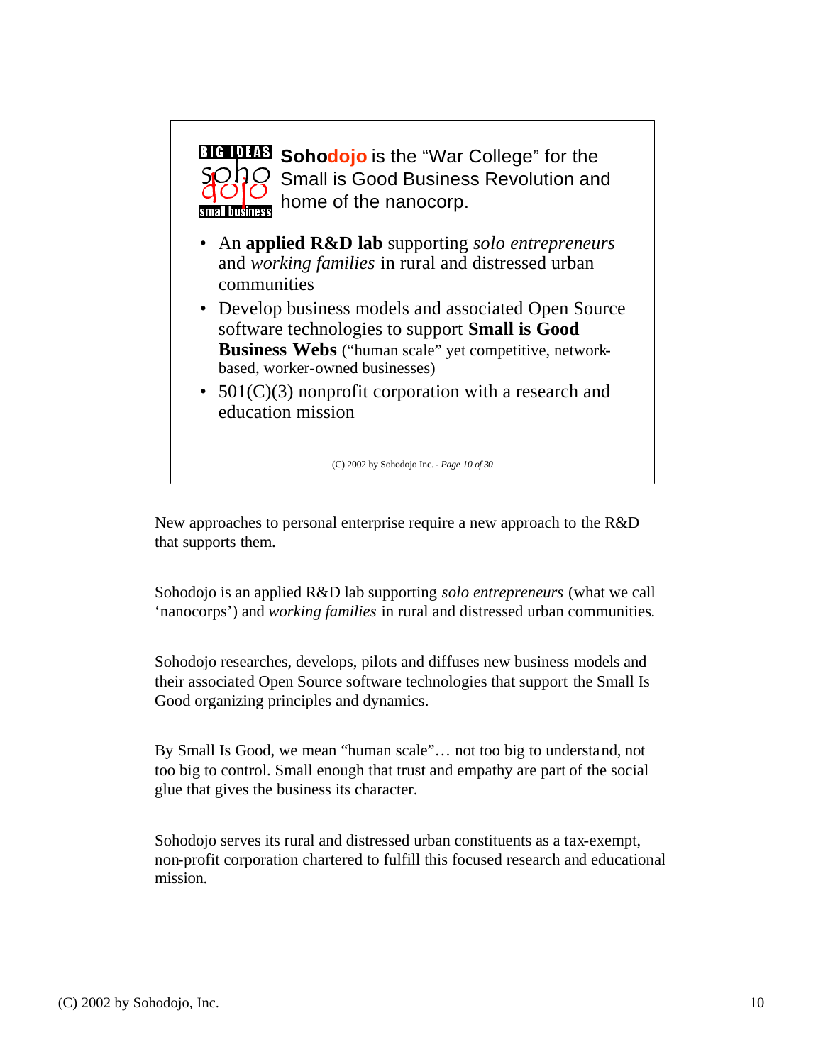**Sohodojo** is the "War College" for the Small is Good Business Revolution and home of the nanocorp.

- An **applied R&D lab** supporting *solo entrepreneurs* and *working families* in rural and distressed urban communities
- Develop business models and associated Open Source software technologies to support **Small is Good Business Webs** ("human scale" yet competitive, network-based, worker-owned businesses)
- 501(C)(3) nonprofit corporation with a research and education mission

New approaches to personal enterprise require a new approach to the R&D that supports them.

Sohodojo is an applied R&D lab supporting *solo entrepreneurs* (what we call 'nanocorps') and *working families* in rural and distressed urban communities.

Sohodojo researches, develops, pilots and diffuses new business models and their associated Open Source software technologies that support the Small Is Good organizing principles and dynamics.

By Small Is Good, we mean "human scale"… not too big to understand, not too big to control. Small enough that trust and empathy are part of the social glue that gives the business its character.

Sohodojo serves its rural and distressed urban constituents as a tax-exempt, non-profit corporation chartered to fulfill this focused research and educational mission.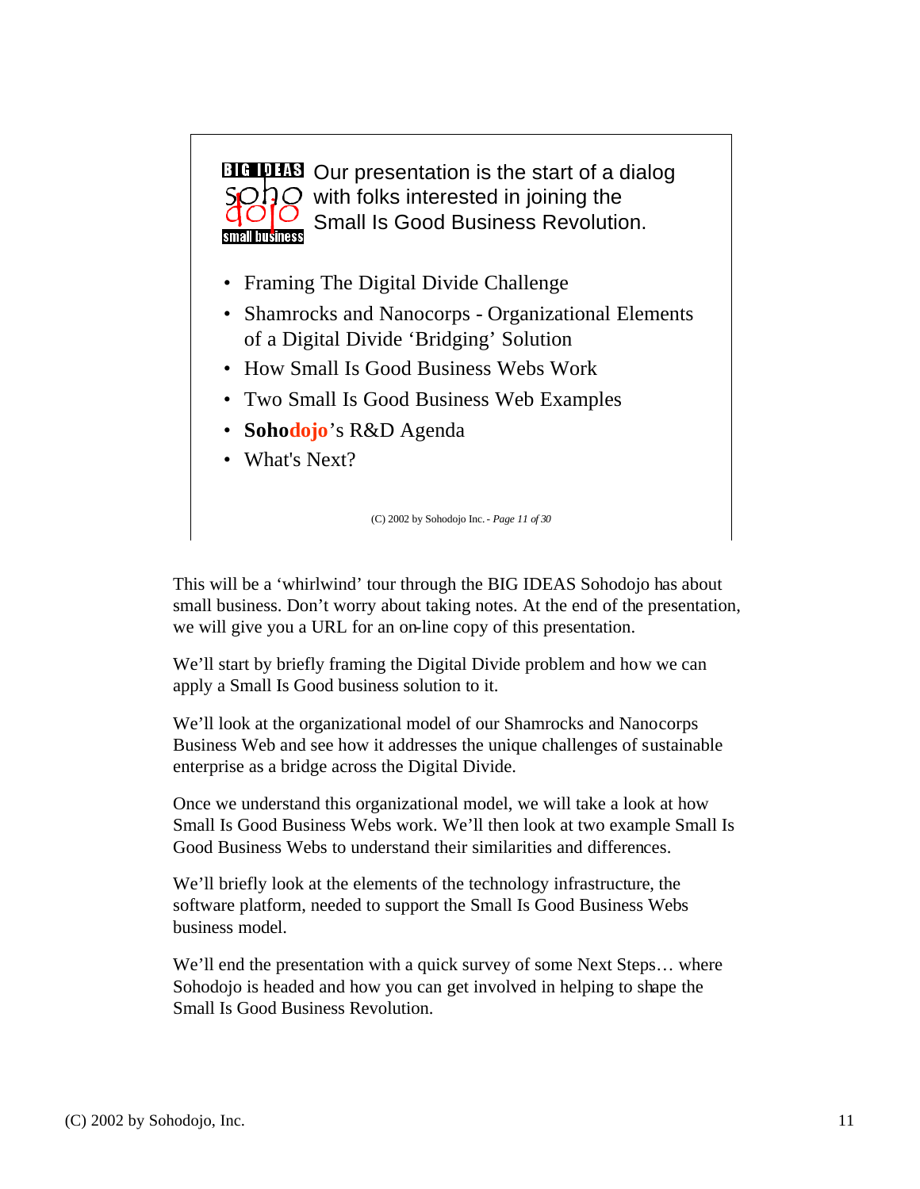Our presentation is the start of a dialog with folks interested in joining the Small Is Good Business Revolution.

- Framing The Digital Divide Challenge
- Shamrocks and Nanocorps - Organizational Elements of a Digital Divide 'Bridging' Solution
- How Small Is Good Business Webs Work
- Two Small Is Good Business Web Examples
- **Sohodojo**'s R&D Agenda
- What's Next?

(C) 2002 by Sohodojo Inc. - *Page 11 of 30*

This will be a 'whirlwind' tour through the BIG IDEAS Sohodojo has about small business. Don't worry about taking notes. At the end of the presentation, we will give you a URL for an on-line copy of this presentation.

We'll start by briefly framing the Digital Divide problem and how we can apply a Small Is Good business solution to it.

We'll look at the organizational model of our Shamrocks and Nanocorps Business Web and see how it addresses the unique challenges of sustainable enterprise as a bridge across the Digital Divide.

Once we understand this organizational model, we will take a look at how Small Is Good Business Webs work. We'll then look at two example Small Is Good Business Webs to understand their similarities and differences.

We'll briefly look at the elements of the technology infrastructure, the software platform, needed to support the Small Is Good Business Webs business model.

We'll end the presentation with a quick survey of some Next Steps… where Sohodojo is headed and how you can get involved in helping to shape the Small Is Good Business Revolution.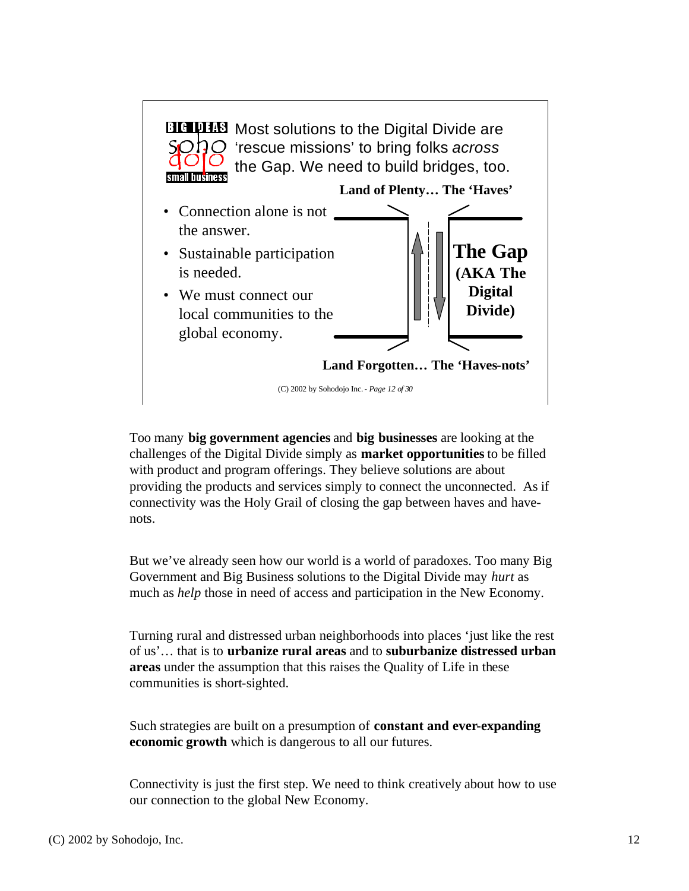**BIG IDEAS** Most solutions to the Digital Divide are 'rescue missions' to bring folks *across* the Gap. We need to build bridges, too.

- Connection alone is not the answer.
- Sustainable participation is needed.
- We must connect our local communities to the global economy.

**Land of Plenty… The 'Haves'**

**The Gap (AKA The Digital Divide)**

**Land Forgotten… The 'Haves-nots'**

(C) 2002 by Sohodojo Inc. - *Page 12 of 30*

Too many **big government agencies** and **big businesses** are looking at the challenges of the Digital Divide simply as **market opportunities** to be filled with product and program offerings. They believe solutions are about providing the products and services simply to connect the unconnected. As if connectivity was the Holy Grail of closing the gap between haves and have-nots.

But we've already seen how our world is a world of paradoxes. Too many Big Government and Big Business solutions to the Digital Divide may *hurt* as much as *help* those in need of access and participation in the New Economy.

Turning rural and distressed urban neighborhoods into places 'just like the rest of us'… that is to **urbanize rural areas** and to **suburbanize distressed urban areas** under the assumption that this raises the Quality of Life in these communities is short-sighted.

Such strategies are built on a presumption of **constant and ever-expanding economic growth** which is dangerous to all our futures.

Connectivity is just the first step. We need to think creatively about how to use our connection to the global New Economy.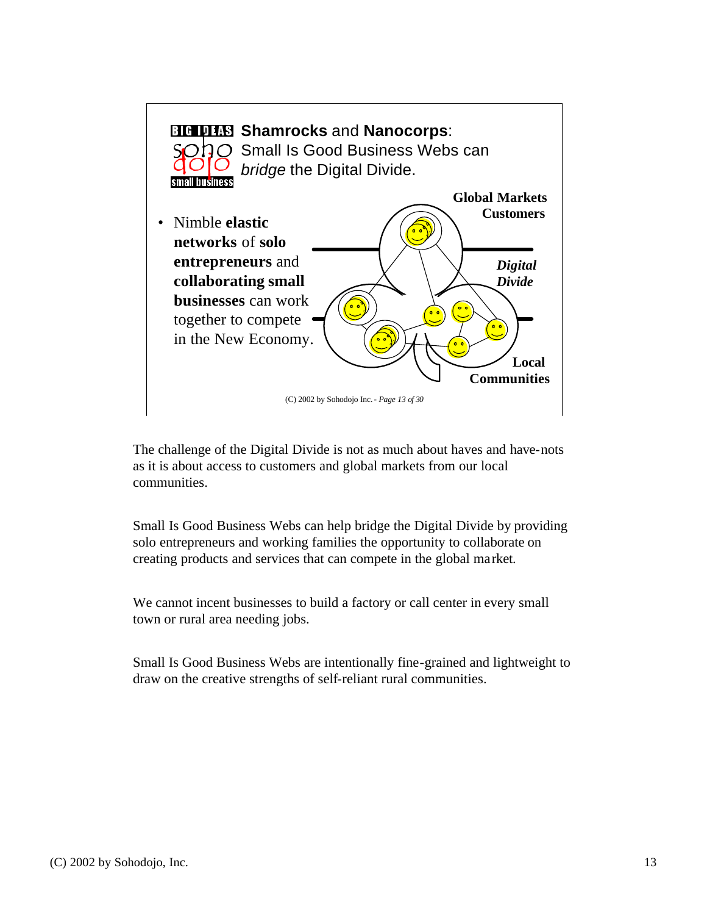**BIG IDEAS** **Shamrocks** and **Nanocorps**: Small Is Good Business Webs can *bridge* the Digital Divide.

- Nimble **elastic networks** of **solo entrepreneurs** and **collaborating small businesses** can work together to compete in the New Economy.

**Global Markets Customers**

***Digital Divide***

**Local Communities**

(C) 2002 by Sohodojo Inc. - *Page 13 of 30*

The challenge of the Digital Divide is not as much about haves and have-nots as it is about access to customers and global markets from our local communities.

Small Is Good Business Webs can help bridge the Digital Divide by providing solo entrepreneurs and working families the opportunity to collaborate on creating products and services that can compete in the global market.

We cannot incent businesses to build a factory or call center in every small town or rural area needing jobs.

Small Is Good Business Webs are intentionally fine-grained and lightweight to draw on the creative strengths of self-reliant rural communities.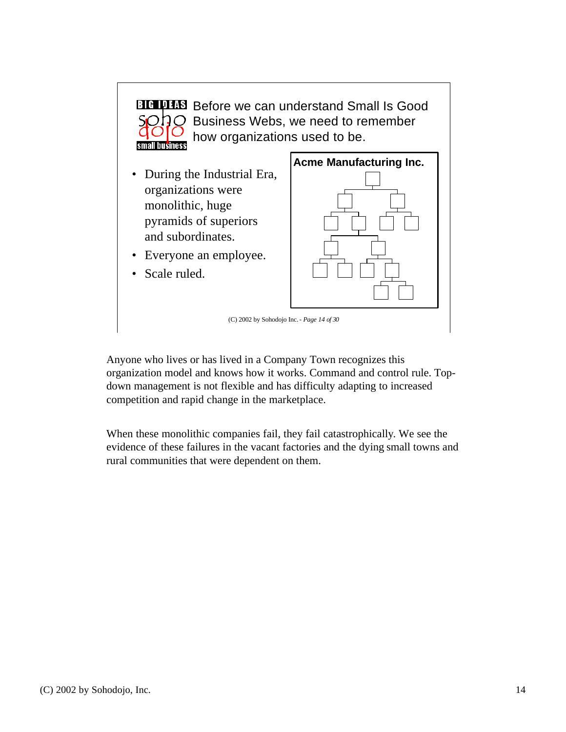BIG IDEAS soho dojo small business

Before we can understand Small Is Good Business Webs, we need to remember how organizations used to be.

- During the Industrial Era, organizations were monolithic, huge pyramids of superiors and subordinates.
- Everyone an employee.
- Scale ruled.

**Acme Manufacturing Inc.**

(C) 2002 by Sohodojo Inc. - *Page 14 of 30*

Anyone who lives or has lived in a Company Town recognizes this organization model and knows how it works. Command and control rule. Top-down management is not flexible and has difficulty adapting to increased competition and rapid change in the marketplace.

When these monolithic companies fail, they fail catastrophically. We see the evidence of these failures in the vacant factories and the dying small towns and rural communities that were dependent on them.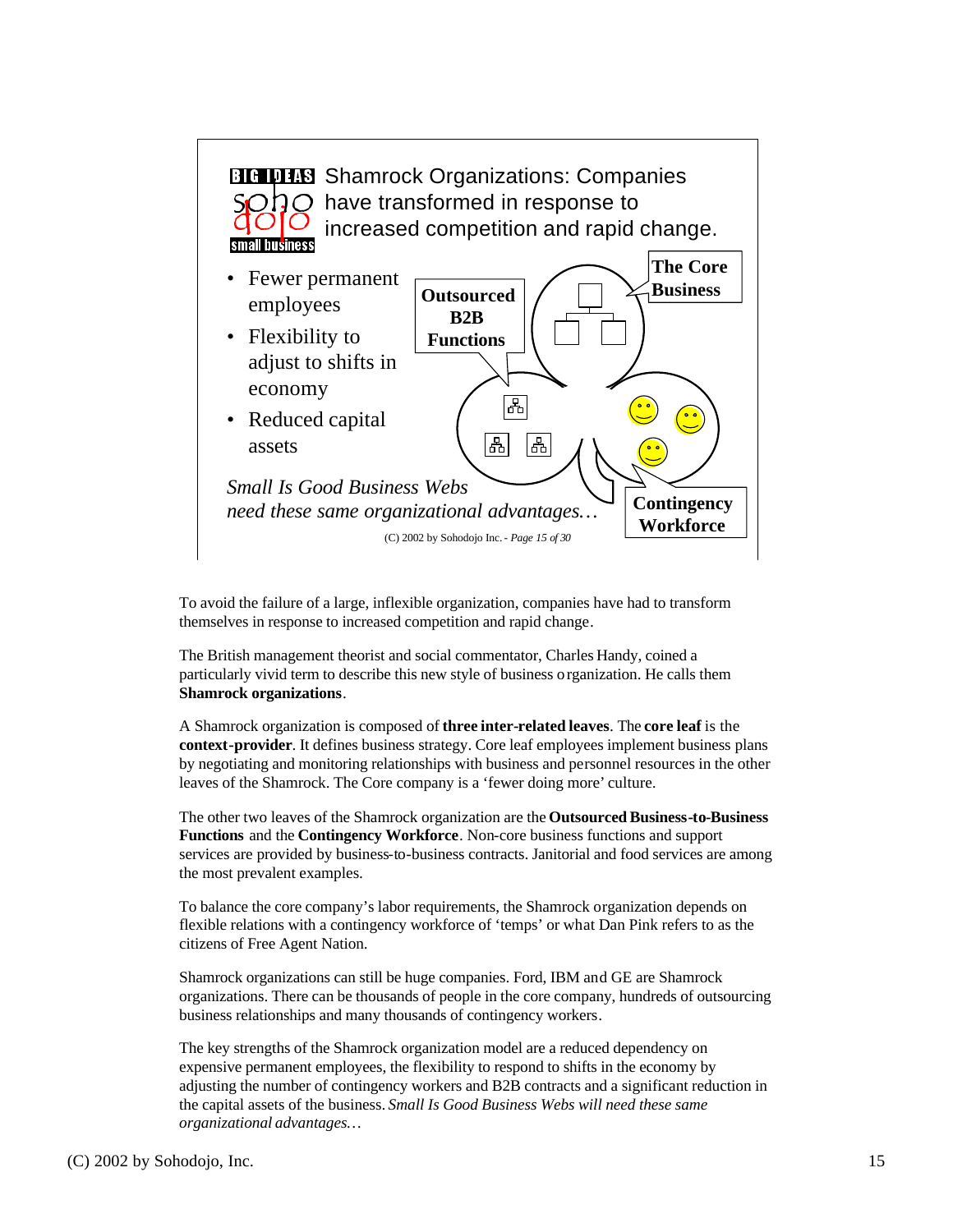## Shamrock Organizations: Companies have transformed in response to increased competition and rapid change.

- Fewer permanent employees
- Flexibility to adjust to shifts in economy
- Reduced capital assets

**The Core Business**

**Outsourced B2B Functions**

**Contingency Workforce**

*Small Is Good Business Webs need these same organizational advantages…*

(C) 2002 by Sohodojo Inc. - *Page 15 of 30*

To avoid the failure of a large, inflexible organization, companies have had to transform themselves in response to increased competition and rapid change.

The British management theorist and social commentator, Charles Handy, coined a particularly vivid term to describe this new style of business organization. He calls them **Shamrock organizations**.

A Shamrock organization is composed of **three inter-related leaves**. The **core leaf** is the **context-provider**. It defines business strategy. Core leaf employees implement business plans by negotiating and monitoring relationships with business and personnel resources in the other leaves of the Shamrock. The Core company is a 'fewer doing more' culture.

The other two leaves of the Shamrock organization are the **Outsourced Business-to-Business Functions** and the **Contingency Workforce**. Non-core business functions and support services are provided by business-to-business contracts. Janitorial and food services are among the most prevalent examples.

To balance the core company's labor requirements, the Shamrock organization depends on flexible relations with a contingency workforce of 'temps' or what Dan Pink refers to as the citizens of Free Agent Nation.

Shamrock organizations can still be huge companies. Ford, IBM and GE are Shamrock organizations. There can be thousands of people in the core company, hundreds of outsourcing business relationships and many thousands of contingency workers.

The key strengths of the Shamrock organization model are a reduced dependency on expensive permanent employees, the flexibility to respond to shifts in the economy by adjusting the number of contingency workers and B2B contracts and a significant reduction in the capital assets of the business. *Small Is Good Business Webs will need these same organizational advantages…*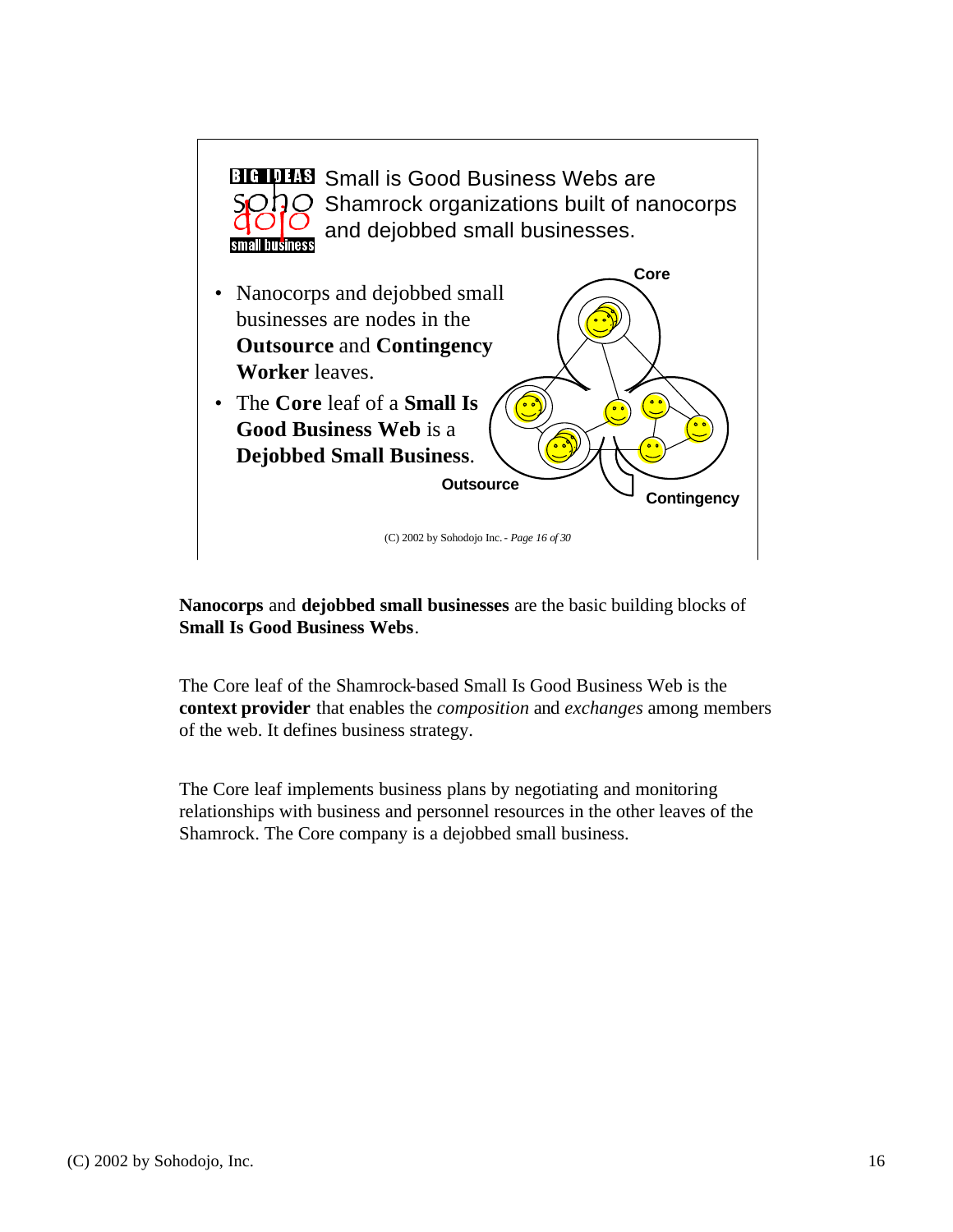## Small is Good Business Webs are Shamrock organizations built of nanocorps and dejobbed small businesses.

- Nanocorps and dejobbed small businesses are nodes in the **Outsource** and **Contingency Worker** leaves.
- The **Core** leaf of a **Small Is Good Business Web** is a **Dejobbed Small Business**.

Core

Outsource

Contingency

(C) 2002 by Sohodojo Inc. - *Page 16 of 30*

**Nanocorps** and **dejobbed small businesses** are the basic building blocks of **Small Is Good Business Webs**.

The Core leaf of the Shamrock-based Small Is Good Business Web is the **context provider** that enables the *composition* and *exchanges* among members of the web. It defines business strategy.

The Core leaf implements business plans by negotiating and monitoring relationships with business and personnel resources in the other leaves of the Shamrock. The Core company is a dejobbed small business.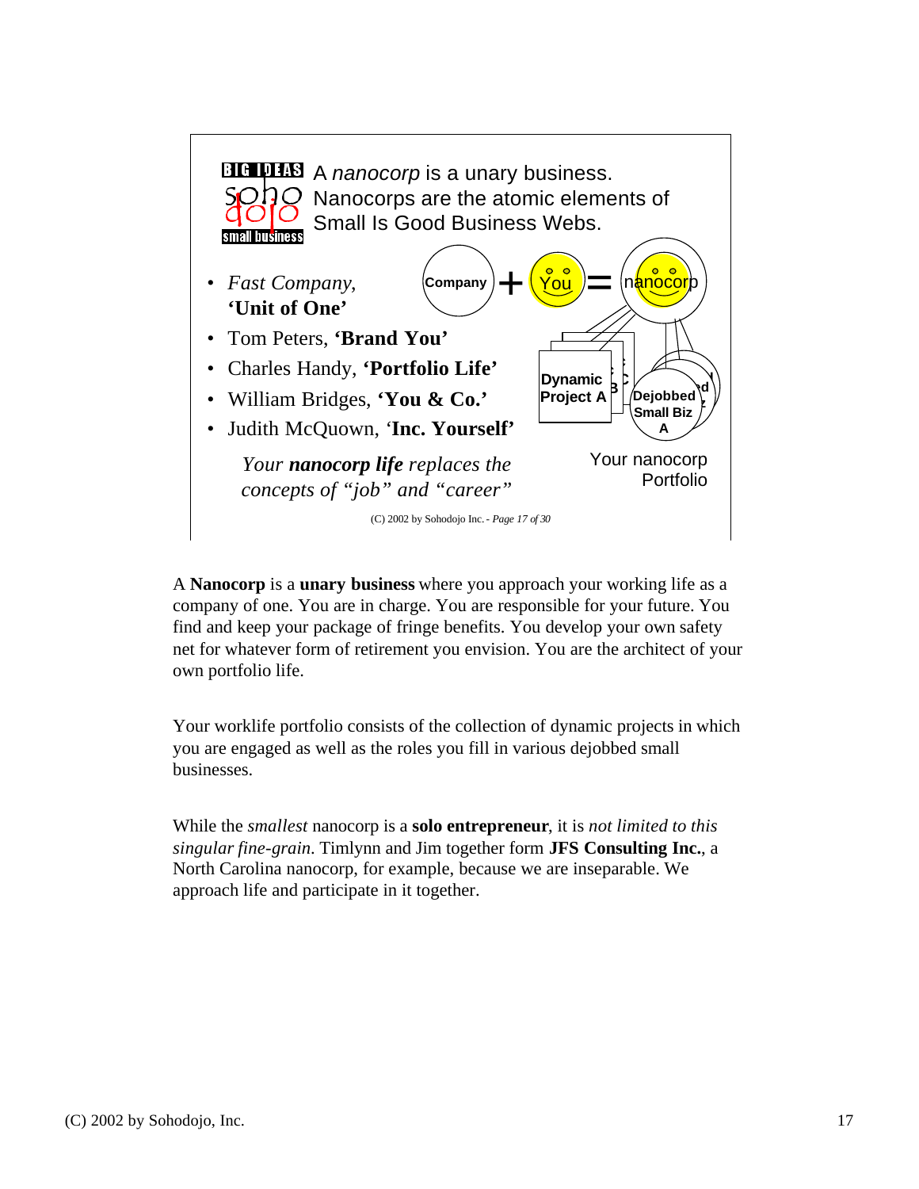BIG IDEAS soho dojo small business

A *nanocorp* is a unary business. Nanocorps are the atomic elements of Small Is Good Business Webs.

- *Fast Company*, **'Unit of One'**
- Tom Peters, **'Brand You'**
- Charles Handy, **'Portfolio Life'**
- William Bridges, **'You & Co.'**
- Judith McQuown, '**Inc. Yourself'**

Company + You = nanocorp

Dynamic Project A

Dejobbed Small Biz A

Your nanocorp Portfolio

*Your **nanocorp life** replaces the concepts of "job" and "career"*

(C) 2002 by Sohodojo Inc. - *Page 17 of 30*

A **Nanocorp** is a **unary business** where you approach your working life as a company of one. You are in charge. You are responsible for your future. You find and keep your package of fringe benefits. You develop your own safety net for whatever form of retirement you envision. You are the architect of your own portfolio life.

Your worklife portfolio consists of the collection of dynamic projects in which you are engaged as well as the roles you fill in various dejobbed small businesses.

While the *smallest* nanocorp is a **solo entrepreneur**, it is *not limited to this singular fine-grain*. Timlynn and Jim together form **JFS Consulting Inc.**, a North Carolina nanocorp, for example, because we are inseparable. We approach life and participate in it together.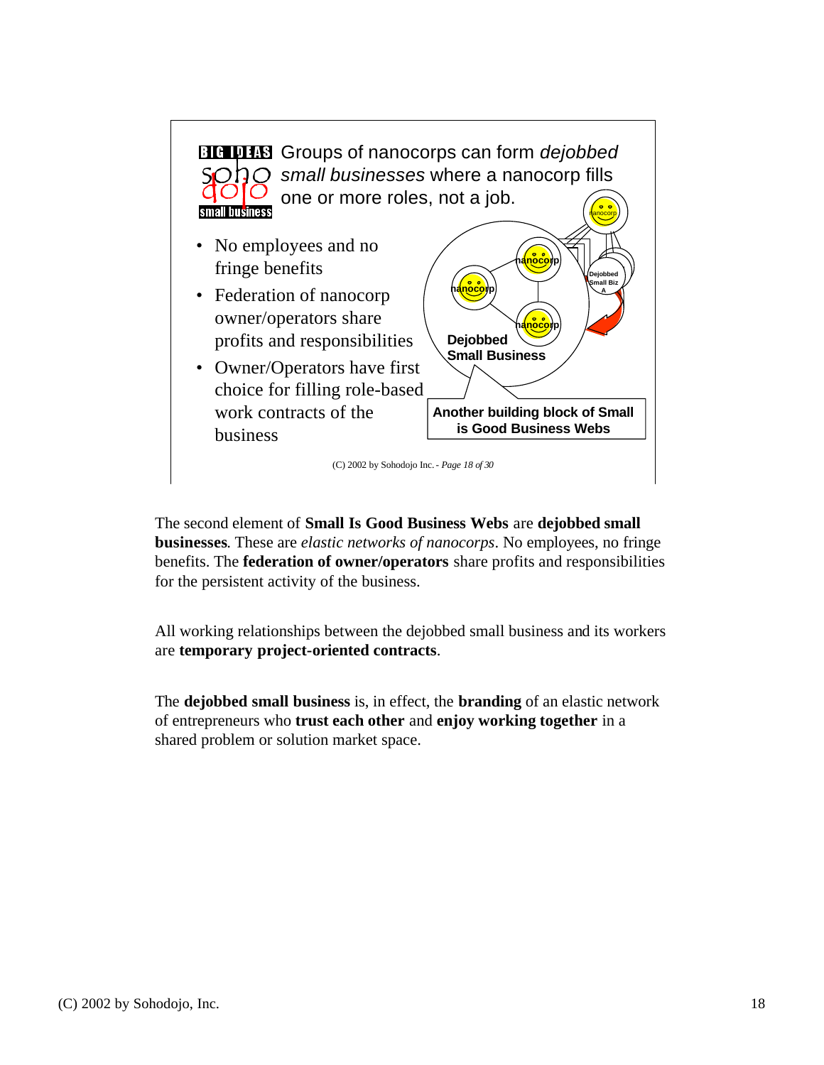**BIG IDEAS soho dojo small business** Groups of nanocorps can form *dejobbed small businesses* where a nanocorp fills one or more roles, not a job.

- No employees and no fringe benefits
- Federation of nanocorp owner/operators share profits and responsibilities
- Owner/Operators have first choice for filling role-based work contracts of the business

nanocorp | nanocorp | nanocorp | nanocorp | Dejobbed Small Biz A | **Dejobbed Small Business**

**Another building block of Small is Good Business Webs**

(C) 2002 by Sohodojo Inc. - *Page 18 of 30*

The second element of **Small Is Good Business Webs** are **dejobbed small businesses**. These are *elastic networks of nanocorps*. No employees, no fringe benefits. The **federation of owner/operators** share profits and responsibilities for the persistent activity of the business.

All working relationships between the dejobbed small business and its workers are **temporary project-oriented contracts**.

The **dejobbed small business** is, in effect, the **branding** of an elastic network of entrepreneurs who **trust each other** and **enjoy working together** in a shared problem or solution market space.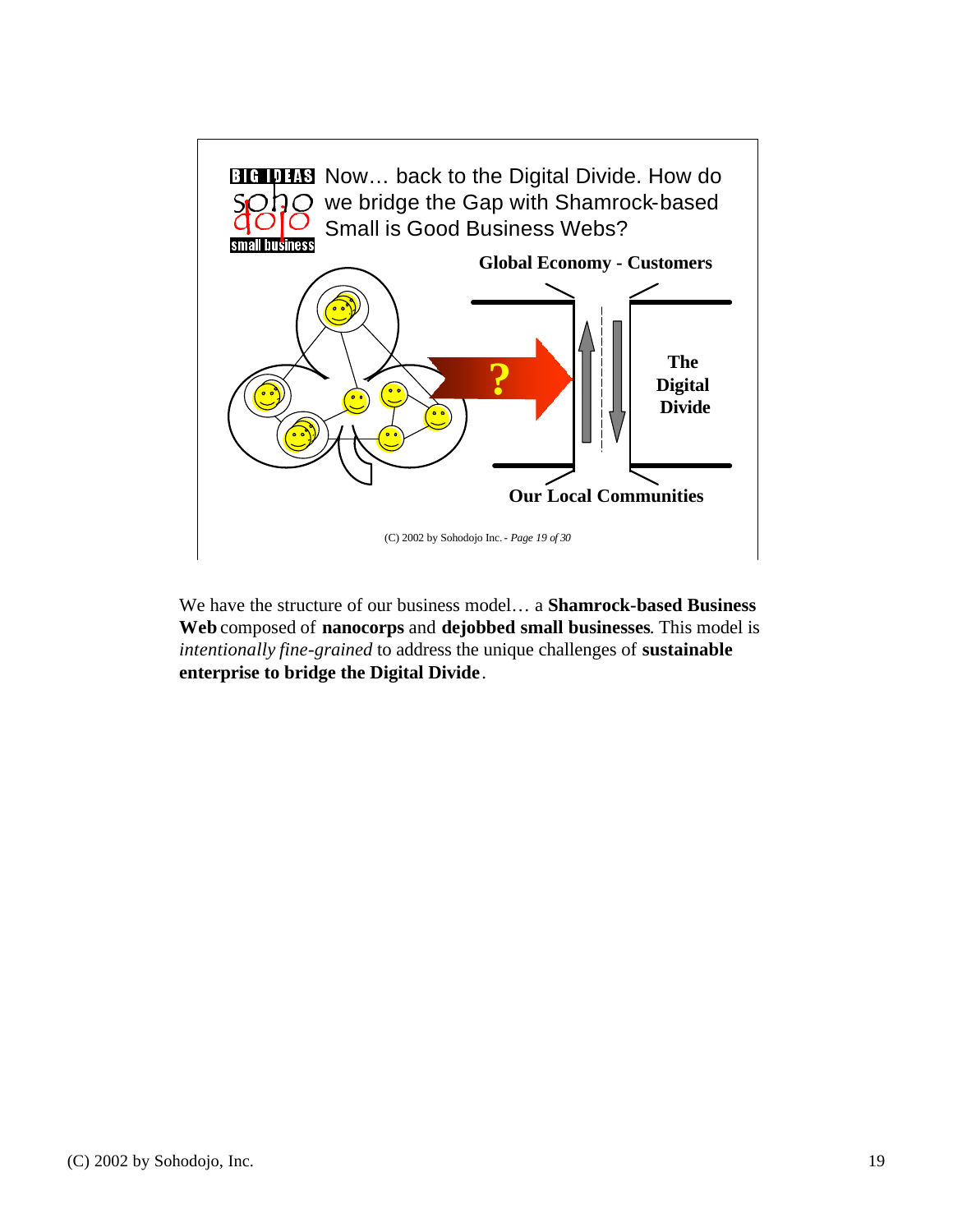Now… back to the Digital Divide. How do we bridge the Gap with Shamrock-based Small is Good Business Webs?

Global Economy - Customers

?

The Digital Divide

Our Local Communities

(C) 2002 by Sohodojo Inc. - *Page 19 of 30*

We have the structure of our business model… a **Shamrock-based Business Web** composed of **nanocorps** and **dejobbed small businesses**. This model is *intentionally fine-grained* to address the unique challenges of **sustainable enterprise to bridge the Digital Divide**.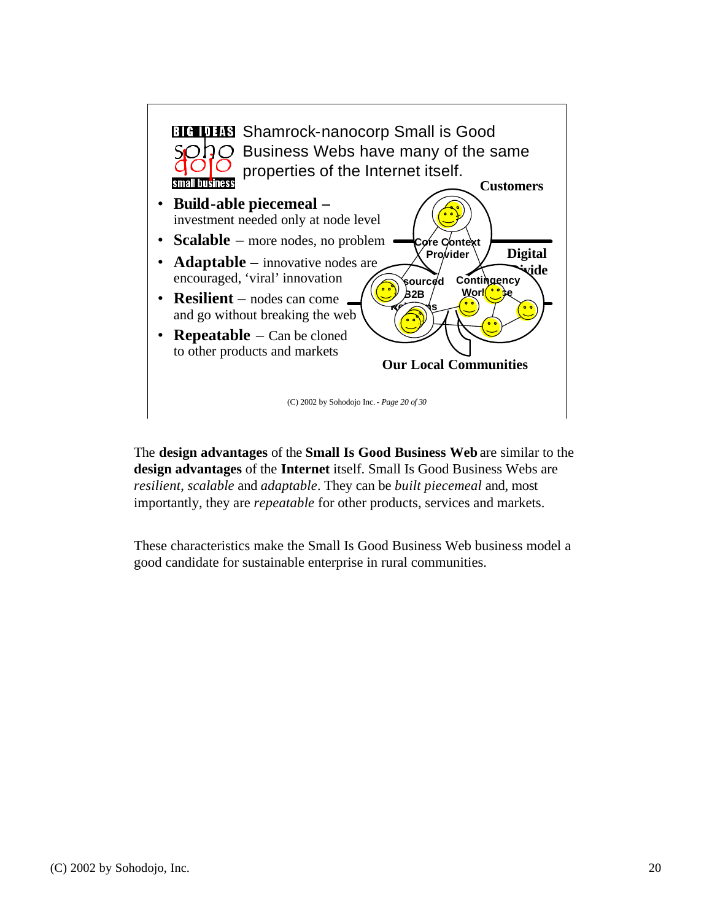Shamrock-nanocorp Small is Good Business Webs have many of the same properties of the Internet itself.

- **Build-able piecemeal –** investment needed only at node level
- **Scalable** – more nodes, no problem
- **Adaptable –** innovative nodes are encouraged, 'viral' innovation
- **Resilient** – nodes can come and go without breaking the web
- **Repeatable** – Can be cloned to other products and markets

Customers

Core Context Provider

Digital Divide

Outsourced B2B Relations

Contingency Workforce

Our Local Communities

(C) 2002 by Sohodojo Inc. - *Page 20 of 30*

The **design advantages** of the **Small Is Good Business Web** are similar to the **design advantages** of the **Internet** itself. Small Is Good Business Webs are *resilient*, *scalable* and *adaptable*. They can be *built piecemeal* and, most importantly, they are *repeatable* for other products, services and markets.

These characteristics make the Small Is Good Business Web business model a good candidate for sustainable enterprise in rural communities.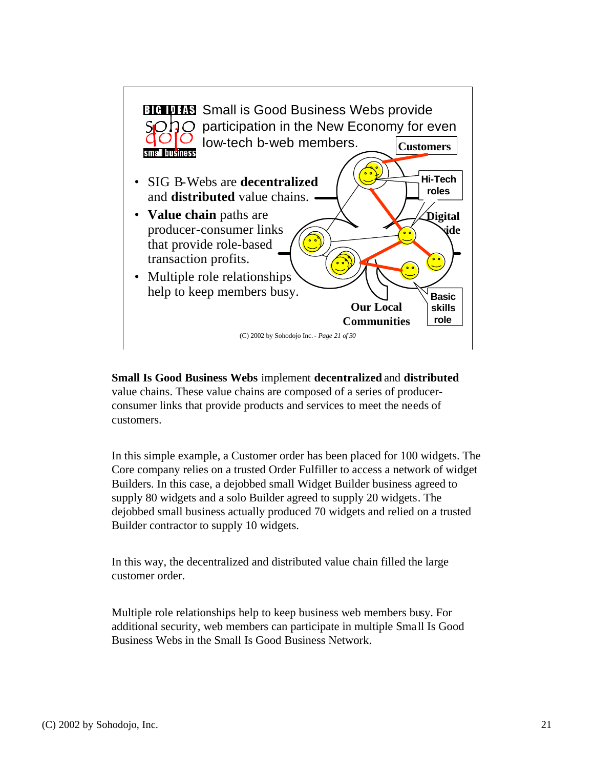Small is Good Business Webs provide participation in the New Economy for even low-tech b-web members.

- SIG B-Webs are **decentralized** and **distributed** value chains.
- **Value chain** paths are producer-consumer links that provide role-based transaction profits.
- Multiple role relationships help to keep members busy.

Customers

Hi-Tech roles

Digital Divide

Basic skills role

Our Local Communities

(C) 2002 by Sohodojo Inc. - *Page 21 of 30*

**Small Is Good Business Webs** implement **decentralized** and **distributed** value chains. These value chains are composed of a series of producer-consumer links that provide products and services to meet the needs of customers.

In this simple example, a Customer order has been placed for 100 widgets. The Core company relies on a trusted Order Fulfiller to access a network of widget Builders. In this case, a dejobbed small Widget Builder business agreed to supply 80 widgets and a solo Builder agreed to supply 20 widgets. The dejobbed small business actually produced 70 widgets and relied on a trusted Builder contractor to supply 10 widgets.

In this way, the decentralized and distributed value chain filled the large customer order.

Multiple role relationships help to keep business web members busy. For additional security, web members can participate in multiple Small Is Good Business Webs in the Small Is Good Business Network.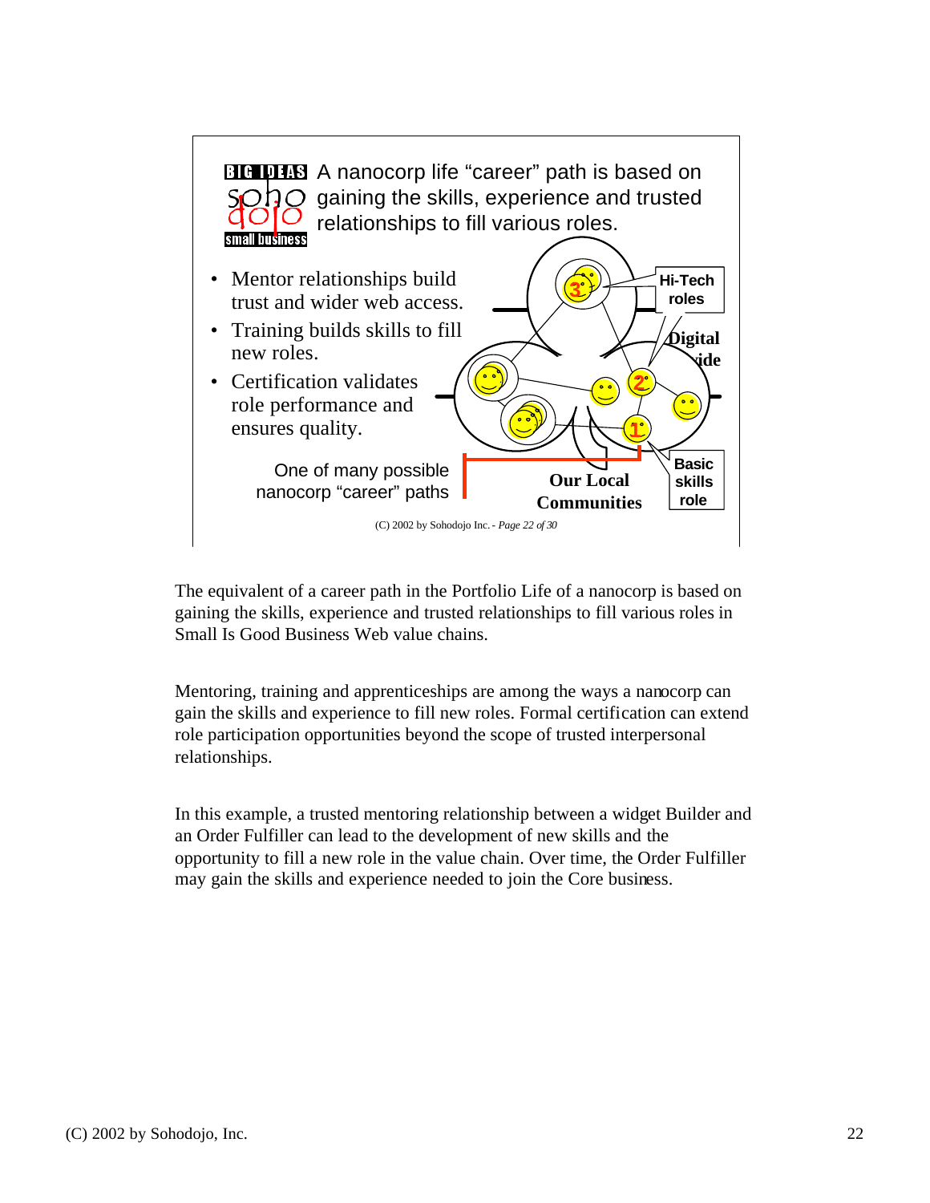A nanocorp life "career" path is based on gaining the skills, experience and trusted relationships to fill various roles.

- Mentor relationships build trust and wider web access.
- Training builds skills to fill new roles.
- Certification validates role performance and ensures quality.

One of many possible nanocorp "career" paths

Hi-Tech roles

Digital Divide

Basic skills role

Our Local Communities

(C) 2002 by Sohodojo Inc. - *Page 22 of 30*

The equivalent of a career path in the Portfolio Life of a nanocorp is based on gaining the skills, experience and trusted relationships to fill various roles in Small Is Good Business Web value chains.

Mentoring, training and apprenticeships are among the ways a nanocorp can gain the skills and experience to fill new roles. Formal certification can extend role participation opportunities beyond the scope of trusted interpersonal relationships.

In this example, a trusted mentoring relationship between a widget Builder and an Order Fulfiller can lead to the development of new skills and the opportunity to fill a new role in the value chain. Over time, the Order Fulfiller may gain the skills and experience needed to join the Core business.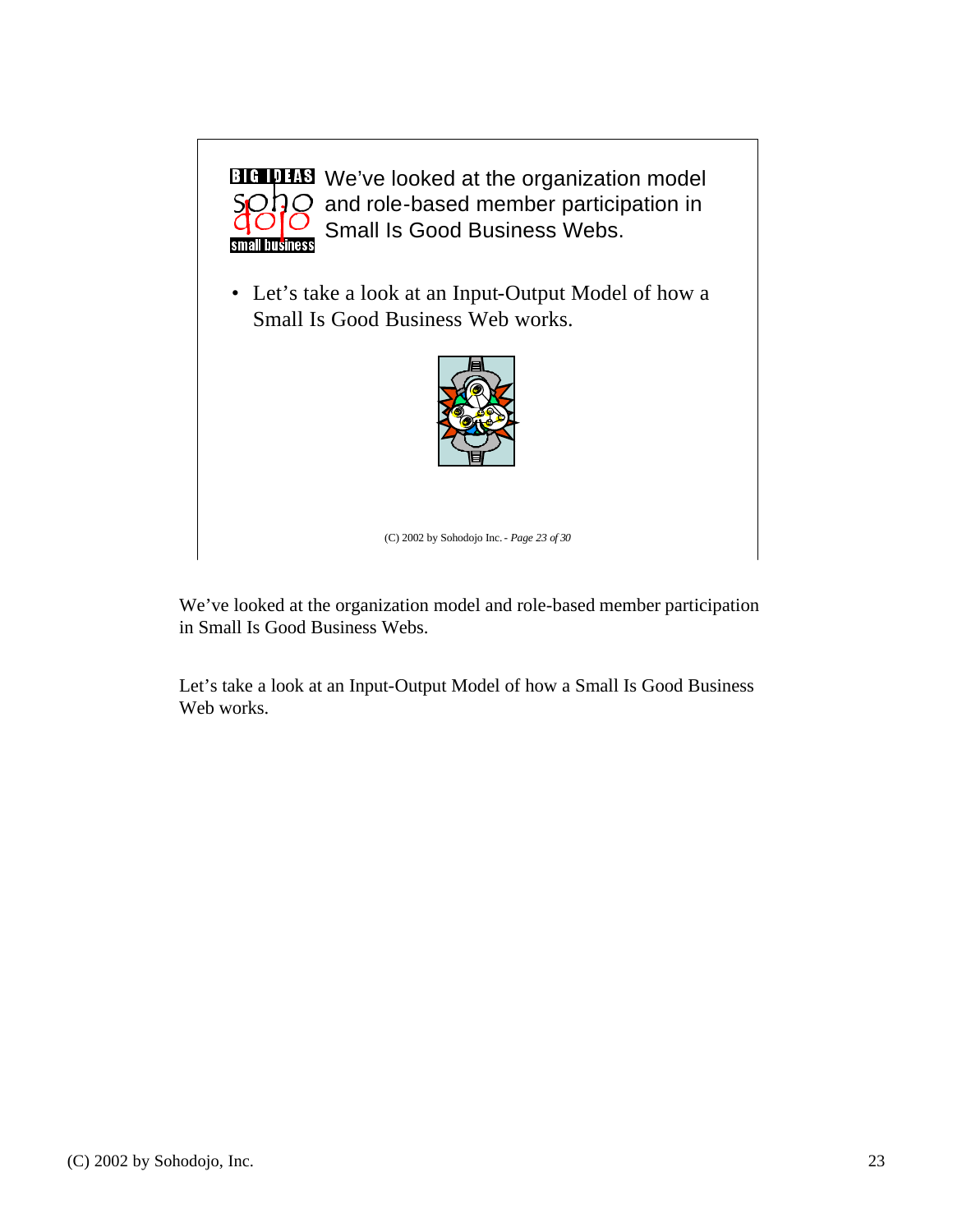BIG IDEAS sohodojo small business

We've looked at the organization model and role-based member participation in Small Is Good Business Webs.

- Let's take a look at an Input-Output Model of how a Small Is Good Business Web works.

(C) 2002 by Sohodojo Inc. - *Page 23 of 30*

We've looked at the organization model and role-based member participation in Small Is Good Business Webs.

Let's take a look at an Input-Output Model of how a Small Is Good Business Web works.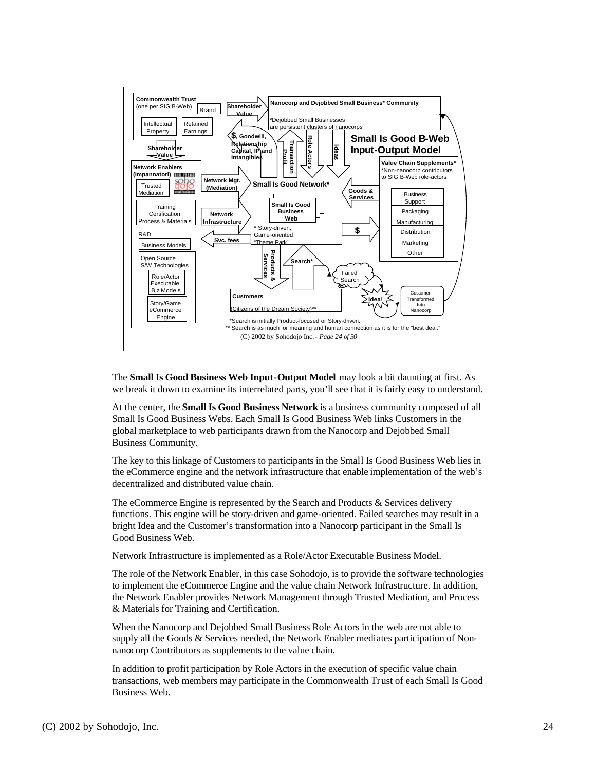**Small Is Good B-Web Input-Output Model**

Commonwealth Trust (one per SIG B-Web)
- Brand
- Intellectual Property
- Retained Earnings

Shareholder Value

Nanocorp and Dejobbed Small Business* Community

*Dejobbed Small Businesses are persistent clusters of nanocorps

$, Goodwill, Relationship Capital, IP and Intangibles

Transaction Profit

Role Actors

Ideas

Network Enablers (Impannatori)
- Trusted Mediation
- Training Certification Process & Materials
- R&D
  - Business Models
  - Open Source S/W Technologies
    - Role/Actor Executable Biz Models
    - Story/Game eCommerce Engine

Network Mgt. (Mediation)

Network Infrastructure

Svc. fees

Small Is Good Network*
- Small Is Good Business Web

* Story-driven, Game-oriented "Theme Park"

Goods & Services

$

Value Chain Supplements*

*Non-nanocorp contributors to SIG B-Web role-actors
- Business Support
- Packaging
- Manufacturing
- Distribution
- Marketing
- Other

Products & Services

Search*

Failed Search

Idea!

Customer Transformed Into Nanocorp

Customers

(Citizens of the Dream Society)**

*Search is initially Product-focused or Story-driven.

** Search is as much for meaning and human connection as it is for the "best deal."

(C) 2002 by Sohodojo Inc.

The **Small Is Good Business Web Input-Output Model** may look a bit daunting at first. As we break it down to examine its interrelated parts, you'll see that it is fairly easy to understand.

At the center, the **Small Is Good Business Network** is a business community composed of all Small Is Good Business Webs. Each Small Is Good Business Web links Customers in the global marketplace to web participants drawn from the Nanocorp and Dejobbed Small Business Community.

The key to this linkage of Customers to participants in the Small Is Good Business Web lies in the eCommerce engine and the network infrastructure that enable implementation of the web's decentralized and distributed value chain.

The eCommerce Engine is represented by the Search and Products & Services delivery functions. This engine will be story-driven and game-oriented. Failed searches may result in a bright Idea and the Customer's transformation into a Nanocorp participant in the Small Is Good Business Web.

Network Infrastructure is implemented as a Role/Actor Executable Business Model.

The role of the Network Enabler, in this case Sohodojo, is to provide the software technologies to implement the eCommerce Engine and the value chain Network Infrastructure. In addition, the Network Enabler provides Network Management through Trusted Mediation, and Process & Materials for Training and Certification.

When the Nanocorp and Dejobbed Small Business Role Actors in the web are not able to supply all the Goods & Services needed, the Network Enabler mediates participation of Non-nanocorp Contributors as supplements to the value chain.

In addition to profit participation by Role Actors in the execution of specific value chain transactions, web members may participate in the Commonwealth Trust of each Small Is Good Business Web.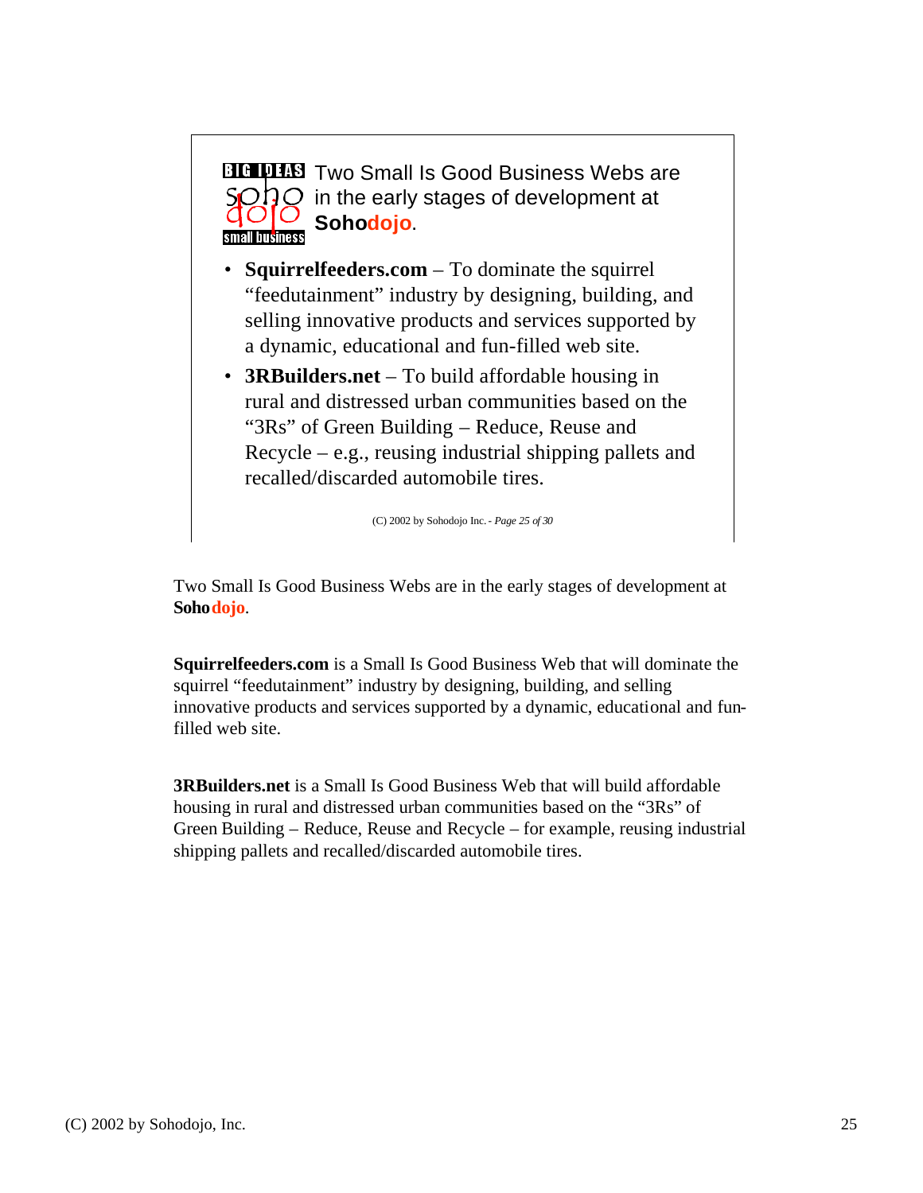Two Small Is Good Business Webs are in the early stages of development at **Sohodojo**.

- **Squirrelfeeders.com** – To dominate the squirrel “feedutainment” industry by designing, building, and selling innovative products and services supported by a dynamic, educational and fun-filled web site.
- **3RBuilders.net** – To build affordable housing in rural and distressed urban communities based on the “3Rs” of Green Building – Reduce, Reuse and Recycle – e.g., reusing industrial shipping pallets and recalled/discarded automobile tires.

(C) 2002 by Sohodojo Inc. - *Page 25 of 30*

Two Small Is Good Business Webs are in the early stages of development at **Sohodojo**.

**Squirrelfeeders.com** is a Small Is Good Business Web that will dominate the squirrel “feedutainment” industry by designing, building, and selling innovative products and services supported by a dynamic, educational and fun-filled web site.

**3RBuilders.net** is a Small Is Good Business Web that will build affordable housing in rural and distressed urban communities based on the “3Rs” of Green Building – Reduce, Reuse and Recycle – for example, reusing industrial shipping pallets and recalled/discarded automobile tires.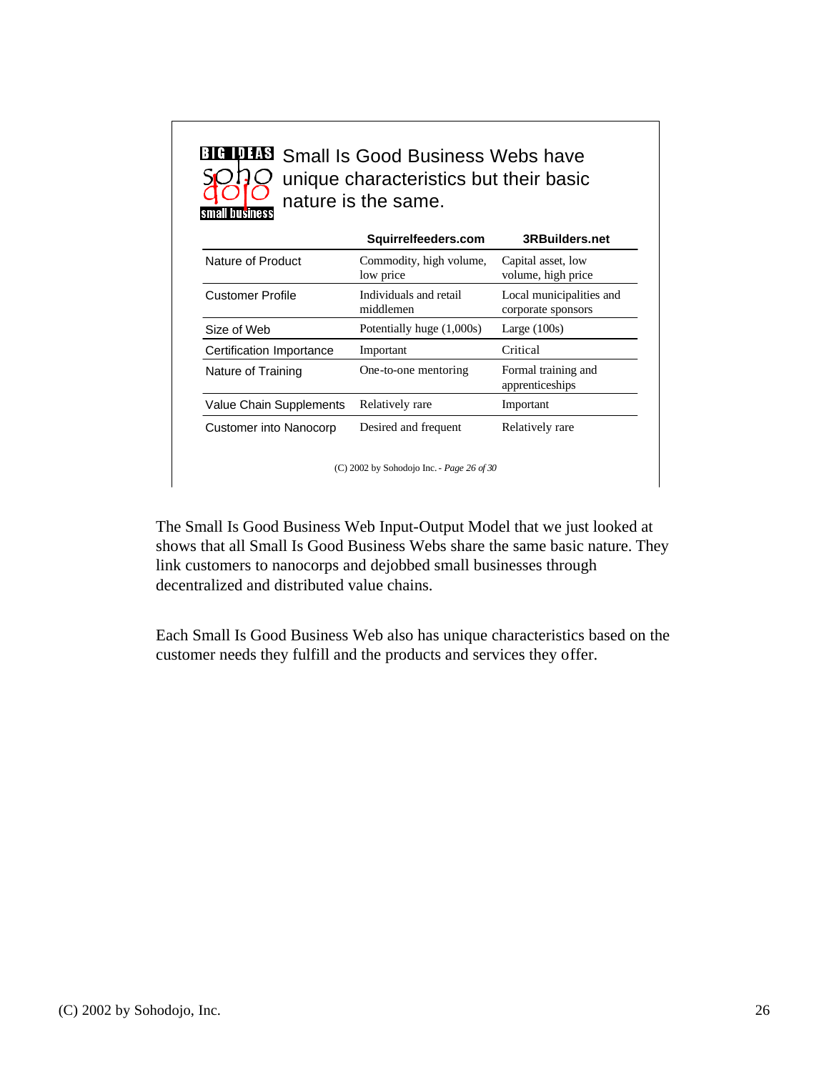## Small Is Good Business Webs have unique characteristics but their basic nature is the same.

| | Squirrelfeeders.com | 3RBuilders.net |
|---|---|---|
| Nature of Product | Commodity, high volume, low price | Capital asset, low volume, high price |
| Customer Profile | Individuals and retail middlemen | Local municipalities and corporate sponsors |
| Size of Web | Potentially huge (1,000s) | Large (100s) |
| Certification Importance | Important | Critical |
| Nature of Training | One-to-one mentoring | Formal training and apprenticeships |
| Value Chain Supplements | Relatively rare | Important |
| Customer into Nanocorp | Desired and frequent | Relatively rare |

(C) 2002 by Sohodojo Inc. - *Page 26 of 30*

The Small Is Good Business Web Input-Output Model that we just looked at shows that all Small Is Good Business Webs share the same basic nature. They link customers to nanocorps and dejobbed small businesses through decentralized and distributed value chains.

Each Small Is Good Business Web also has unique characteristics based on the customer needs they fulfill and the products and services they offer.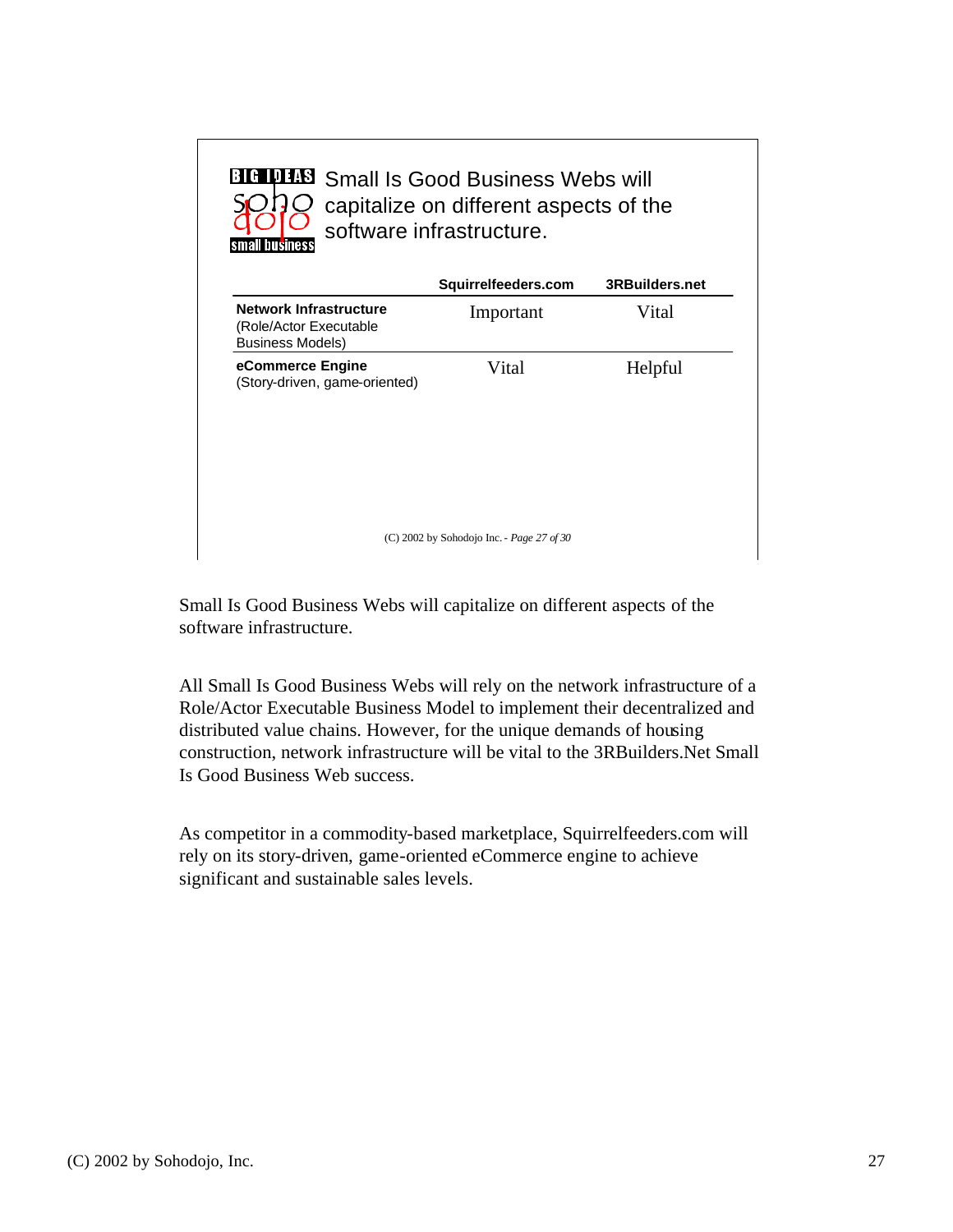**BIG IDEAS soho dojo small business**

## Small Is Good Business Webs will capitalize on different aspects of the software infrastructure.

| | Squirrelfeeders.com | 3RBuilders.net |
|---|---|---|
| **Network Infrastructure** (Role/Actor Executable Business Models) | Important | Vital |
| **eCommerce Engine** (Story-driven, game-oriented) | Vital | Helpful |

(C) 2002 by Sohodojo Inc. - *Page 27 of 30*

Small Is Good Business Webs will capitalize on different aspects of the software infrastructure.

All Small Is Good Business Webs will rely on the network infrastructure of a Role/Actor Executable Business Model to implement their decentralized and distributed value chains. However, for the unique demands of housing construction, network infrastructure will be vital to the 3RBuilders.Net Small Is Good Business Web success.

As competitor in a commodity-based marketplace, Squirrelfeeders.com will rely on its story-driven, game-oriented eCommerce engine to achieve significant and sustainable sales levels.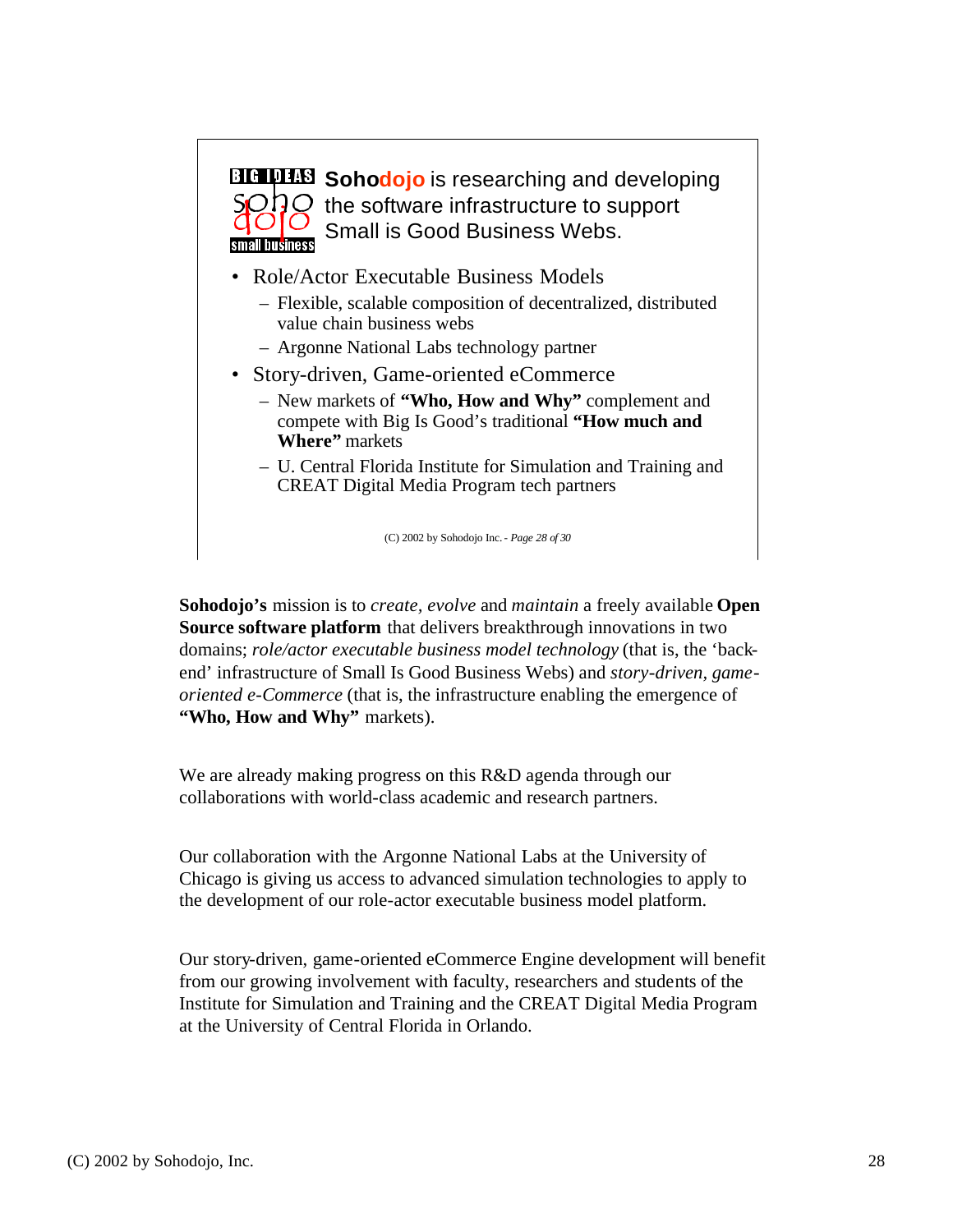**Sohodojo** is researching and developing the software infrastructure to support Small is Good Business Webs.

- Role/Actor Executable Business Models
  - Flexible, scalable composition of decentralized, distributed value chain business webs
  - Argonne National Labs technology partner
- Story-driven, Game-oriented eCommerce
  - New markets of **"Who, How and Why"** complement and compete with Big Is Good's traditional **"How much and Where"** markets
  - U. Central Florida Institute for Simulation and Training and CREAT Digital Media Program tech partners

(C) 2002 by Sohodojo Inc. - *Page 28 of 30*

**Sohodojo's** mission is to *create, evolve* and *maintain* a freely available **Open Source software platform** that delivers breakthrough innovations in two domains; *role/actor executable business model technology* (that is, the 'back-end' infrastructure of Small Is Good Business Webs) and *story-driven, game-oriented e-Commerce* (that is, the infrastructure enabling the emergence of **"Who, How and Why"** markets).

We are already making progress on this R&D agenda through our collaborations with world-class academic and research partners.

Our collaboration with the Argonne National Labs at the University of Chicago is giving us access to advanced simulation technologies to apply to the development of our role-actor executable business model platform.

Our story-driven, game-oriented eCommerce Engine development will benefit from our growing involvement with faculty, researchers and students of the Institute for Simulation and Training and the CREAT Digital Media Program at the University of Central Florida in Orlando.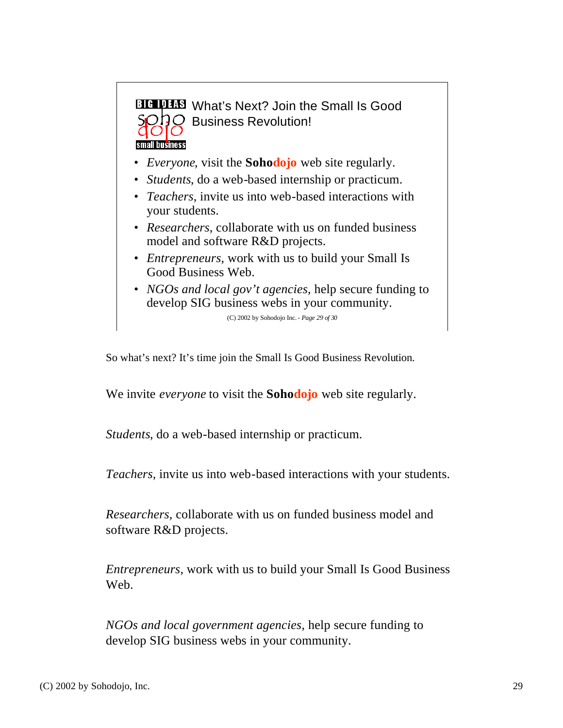BIG IDEAS soho dojo small business

## What's Next? Join the Small Is Good Business Revolution!

- *Everyone*, visit the **Sohodojo** web site regularly.
- *Students*, do a web-based internship or practicum.
- *Teachers*, invite us into web-based interactions with your students.
- *Researchers*, collaborate with us on funded business model and software R&D projects.
- *Entrepreneurs*, work with us to build your Small Is Good Business Web.
- *NGOs and local gov't agencies*, help secure funding to develop SIG business webs in your community.

(C) 2002 by Sohodojo Inc. - *Page 29 of 30*

So what's next? It's time join the Small Is Good Business Revolution.

We invite *everyone* to visit the **Sohodojo** web site regularly.

*Students*, do a web-based internship or practicum.

*Teachers*, invite us into web-based interactions with your students.

*Researchers*, collaborate with us on funded business model and software R&D projects.

*Entrepreneurs*, work with us to build your Small Is Good Business Web.

*NGOs and local government agencies*, help secure funding to develop SIG business webs in your community.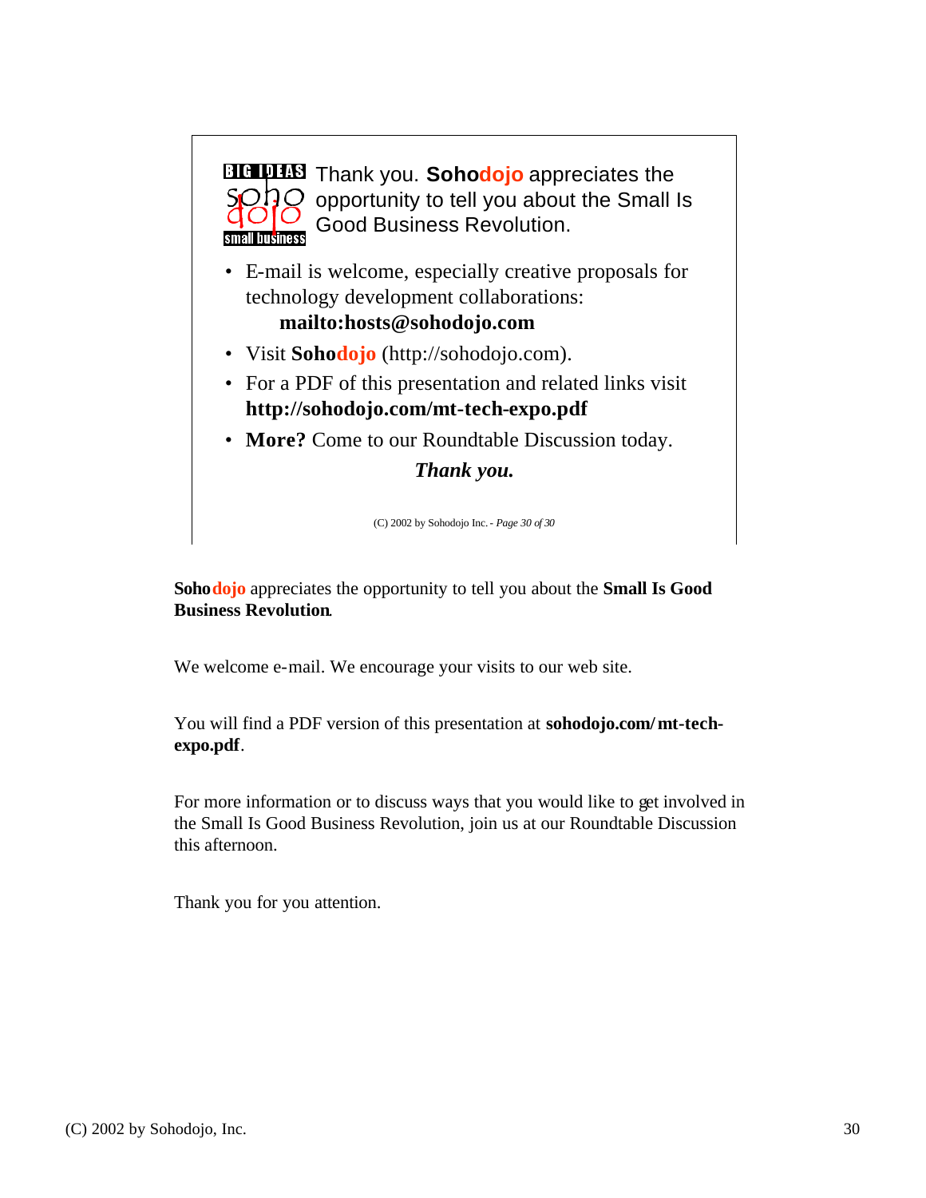BIG IDEAS soho dojo small business

Thank you. **Sohodojo** appreciates the opportunity to tell you about the Small Is Good Business Revolution.

- E-mail is welcome, especially creative proposals for technology development collaborations:
  **mailto:hosts@sohodojo.com**
- Visit **Sohodojo** (http://sohodojo.com).
- For a PDF of this presentation and related links visit **http://sohodojo.com/mt-tech-expo.pdf**
- **More?** Come to our Roundtable Discussion today.

***Thank you.***

(C) 2002 by Sohodojo Inc. - *Page 30 of 30*

**Sohodojo** appreciates the opportunity to tell you about the **Small Is Good Business Revolution**.

We welcome e-mail. We encourage your visits to our web site.

You will find a PDF version of this presentation at **sohodojo.com/mt-tech-expo.pdf**.

For more information or to discuss ways that you would like to get involved in the Small Is Good Business Revolution, join us at our Roundtable Discussion this afternoon.

Thank you for you attention.